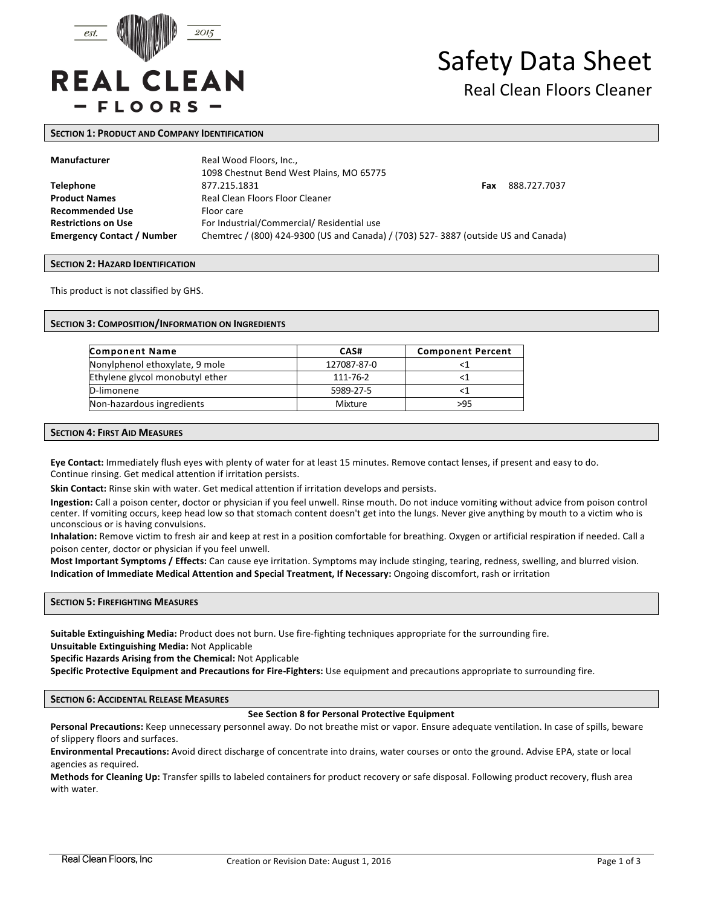# Safety Data Sheet

## Real Clean Floors Cleaner

### Section 1: Product and Company Identification

| | |
|---|---|
| **Manufacturer** | Real Wood Floors, Inc., 1098 Chestnut Bend West Plains, MO 65775 |
| **Telephone** | 877.215.1831 **Fax** 888.727.7037 |
| **Product Names** | Real Clean Floors Floor Cleaner |
| **Recommended Use** | Floor care |
| **Restrictions on Use** | For Industrial/Commercial/ Residential use |
| **Emergency Contact / Number** | Chemtrec / (800) 424-9300 (US and Canada) / (703) 527- 3887 (outside US and Canada) |

### Section 2: Hazard Identification

This product is not classified by GHS.

### Section 3: Composition/Information on Ingredients

| Component Name | CAS# | Component Percent |
|---|---|---|
| Nonylphenol ethoxylate, 9 mole | 127087-87-0 | <1 |
| Ethylene glycol monobutyl ether | 111-76-2 | <1 |
| D-limonene | 5989-27-5 | <1 |
| Non-hazardous ingredients | Mixture | >95 |

### Section 4: First Aid Measures

**Eye Contact:** Immediately flush eyes with plenty of water for at least 15 minutes. Remove contact lenses, if present and easy to do. Continue rinsing. Get medical attention if irritation persists.

**Skin Contact:** Rinse skin with water. Get medical attention if irritation develops and persists.

**Ingestion:** Call a poison center, doctor or physician if you feel unwell. Rinse mouth. Do not induce vomiting without advice from poison control center. If vomiting occurs, keep head low so that stomach content doesn't get into the lungs. Never give anything by mouth to a victim who is unconscious or is having convulsions.

**Inhalation:** Remove victim to fresh air and keep at rest in a position comfortable for breathing. Oxygen or artificial respiration if needed. Call a poison center, doctor or physician if you feel unwell.

**Most Important Symptoms / Effects:** Can cause eye irritation. Symptoms may include stinging, tearing, redness, swelling, and blurred vision.

**Indication of Immediate Medical Attention and Special Treatment, If Necessary:** Ongoing discomfort, rash or irritation

### Section 5: Firefighting Measures

**Suitable Extinguishing Media:** Product does not burn. Use fire-fighting techniques appropriate for the surrounding fire.

**Unsuitable Extinguishing Media:** Not Applicable

**Specific Hazards Arising from the Chemical:** Not Applicable

**Specific Protective Equipment and Precautions for Fire-Fighters:** Use equipment and precautions appropriate to surrounding fire.

### Section 6: Accidental Release Measures

**See Section 8 for Personal Protective Equipment**

**Personal Precautions:** Keep unnecessary personnel away. Do not breathe mist or vapor. Ensure adequate ventilation. In case of spills, beware of slippery floors and surfaces.

**Environmental Precautions:** Avoid direct discharge of concentrate into drains, water courses or onto the ground. Advise EPA, state or local agencies as required.

**Methods for Cleaning Up:** Transfer spills to labeled containers for product recovery or safe disposal. Following product recovery, flush area with water.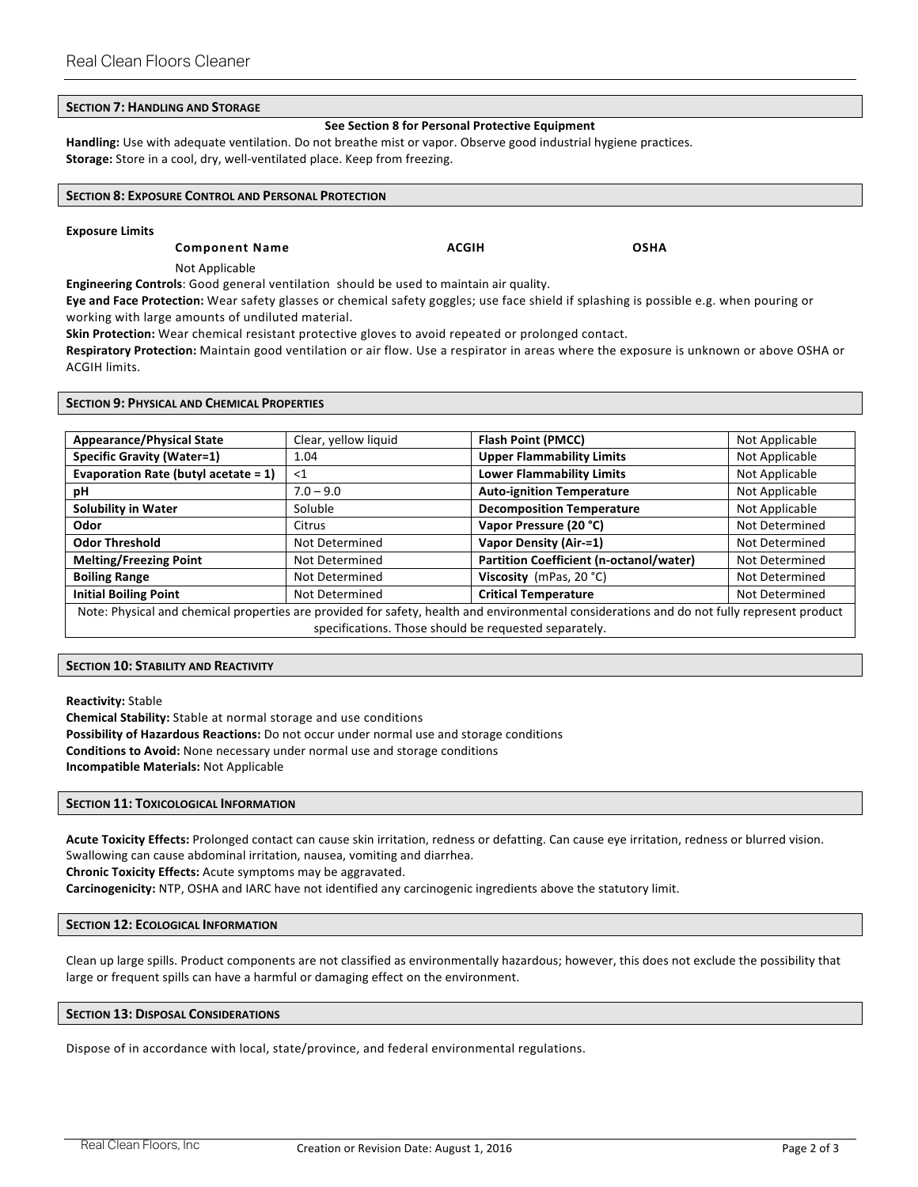## SECTION 7: HANDLING AND STORAGE

**See Section 8 for Personal Protective Equipment**

**Handling:** Use with adequate ventilation. Do not breathe mist or vapor. Observe good industrial hygiene practices.
**Storage:** Store in a cool, dry, well-ventilated place. Keep from freezing.

## SECTION 8: EXPOSURE CONTROL AND PERSONAL PROTECTION

**Exposure Limits**

| Component Name | ACGIH | OSHA |
|---|---|---|
| Not Applicable | | |

**Engineering Controls**: Good general ventilation should be used to maintain air quality.
**Eye and Face Protection:** Wear safety glasses or chemical safety goggles; use face shield if splashing is possible e.g. when pouring or working with large amounts of undiluted material.
**Skin Protection:** Wear chemical resistant protective gloves to avoid repeated or prolonged contact.
**Respiratory Protection:** Maintain good ventilation or air flow. Use a respirator in areas where the exposure is unknown or above OSHA or ACGIH limits.

## SECTION 9: PHYSICAL AND CHEMICAL PROPERTIES

| | | | |
|---|---|---|---|
| **Appearance/Physical State** | Clear, yellow liquid | **Flash Point (PMCC)** | Not Applicable |
| **Specific Gravity (Water=1)** | 1.04 | **Upper Flammability Limits** | Not Applicable |
| **Evaporation Rate (butyl acetate = 1)** | <1 | **Lower Flammability Limits** | Not Applicable |
| **pH** | 7.0 – 9.0 | **Auto-ignition Temperature** | Not Applicable |
| **Solubility in Water** | Soluble | **Decomposition Temperature** | Not Applicable |
| **Odor** | Citrus | **Vapor Pressure (20 °C)** | Not Determined |
| **Odor Threshold** | Not Determined | **Vapor Density (Air-=1)** | Not Determined |
| **Melting/Freezing Point** | Not Determined | **Partition Coefficient (n-octanol/water)** | Not Determined |
| **Boiling Range** | Not Determined | **Viscosity** (mPas, 20 °C) | Not Determined |
| **Initial Boiling Point** | Not Determined | **Critical Temperature** | Not Determined |

Note: Physical and chemical properties are provided for safety, health and environmental considerations and do not fully represent product specifications. Those should be requested separately.

## SECTION 10: STABILITY AND REACTIVITY

**Reactivity:** Stable
**Chemical Stability:** Stable at normal storage and use conditions
**Possibility of Hazardous Reactions:** Do not occur under normal use and storage conditions
**Conditions to Avoid:** None necessary under normal use and storage conditions
**Incompatible Materials:** Not Applicable

## SECTION 11: TOXICOLOGICAL INFORMATION

**Acute Toxicity Effects:** Prolonged contact can cause skin irritation, redness or defatting. Can cause eye irritation, redness or blurred vision. Swallowing can cause abdominal irritation, nausea, vomiting and diarrhea.
**Chronic Toxicity Effects:** Acute symptoms may be aggravated.
**Carcinogenicity:** NTP, OSHA and IARC have not identified any carcinogenic ingredients above the statutory limit.

## SECTION 12: ECOLOGICAL INFORMATION

Clean up large spills. Product components are not classified as environmentally hazardous; however, this does not exclude the possibility that large or frequent spills can have a harmful or damaging effect on the environment.

## SECTION 13: DISPOSAL CONSIDERATIONS

Dispose of in accordance with local, state/province, and federal environmental regulations.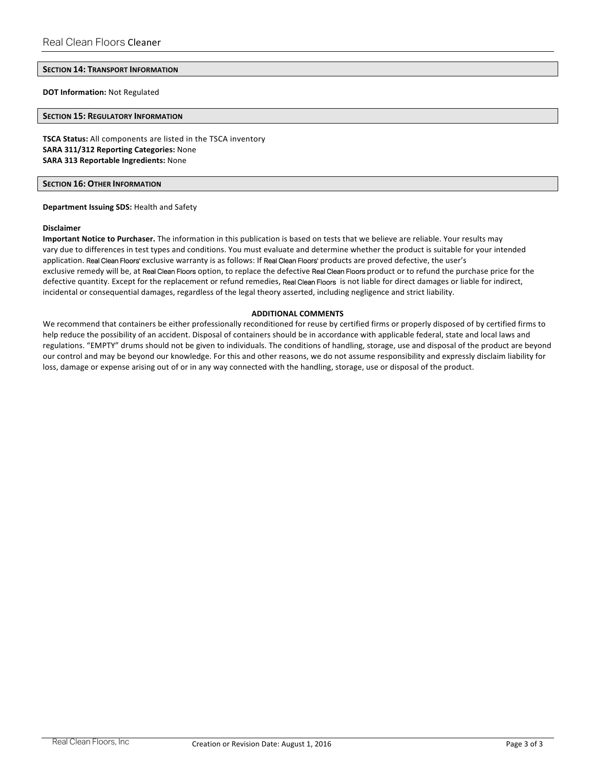## SECTION 14: TRANSPORT INFORMATION

**DOT Information:** Not Regulated

## SECTION 15: REGULATORY INFORMATION

**TSCA Status:** All components are listed in the TSCA inventory
**SARA 311/312 Reporting Categories:** None
**SARA 313 Reportable Ingredients:** None

## SECTION 16: OTHER INFORMATION

**Department Issuing SDS:** Health and Safety

**Disclaimer**
**Important Notice to Purchaser.** The information in this publication is based on tests that we believe are reliable. Your results may vary due to differences in test types and conditions. You must evaluate and determine whether the product is suitable for your intended application. Real Clean Floors' exclusive warranty is as follows: If Real Clean Floors' products are proved defective, the user's exclusive remedy will be, at Real Clean Floors option, to replace the defective Real Clean Floors product or to refund the purchase price for the defective quantity. Except for the replacement or refund remedies, Real Clean Floors is not liable for direct damages or liable for indirect, incidental or consequential damages, regardless of the legal theory asserted, including negligence and strict liability.

**ADDITIONAL COMMENTS**

We recommend that containers be either professionally reconditioned for reuse by certified firms or properly disposed of by certified firms to help reduce the possibility of an accident. Disposal of containers should be in accordance with applicable federal, state and local laws and regulations. "EMPTY" drums should not be given to individuals. The conditions of handling, storage, use and disposal of the product are beyond our control and may be beyond our knowledge. For this and other reasons, we do not assume responsibility and expressly disclaim liability for loss, damage or expense arising out of or in any way connected with the handling, storage, use or disposal of the product.